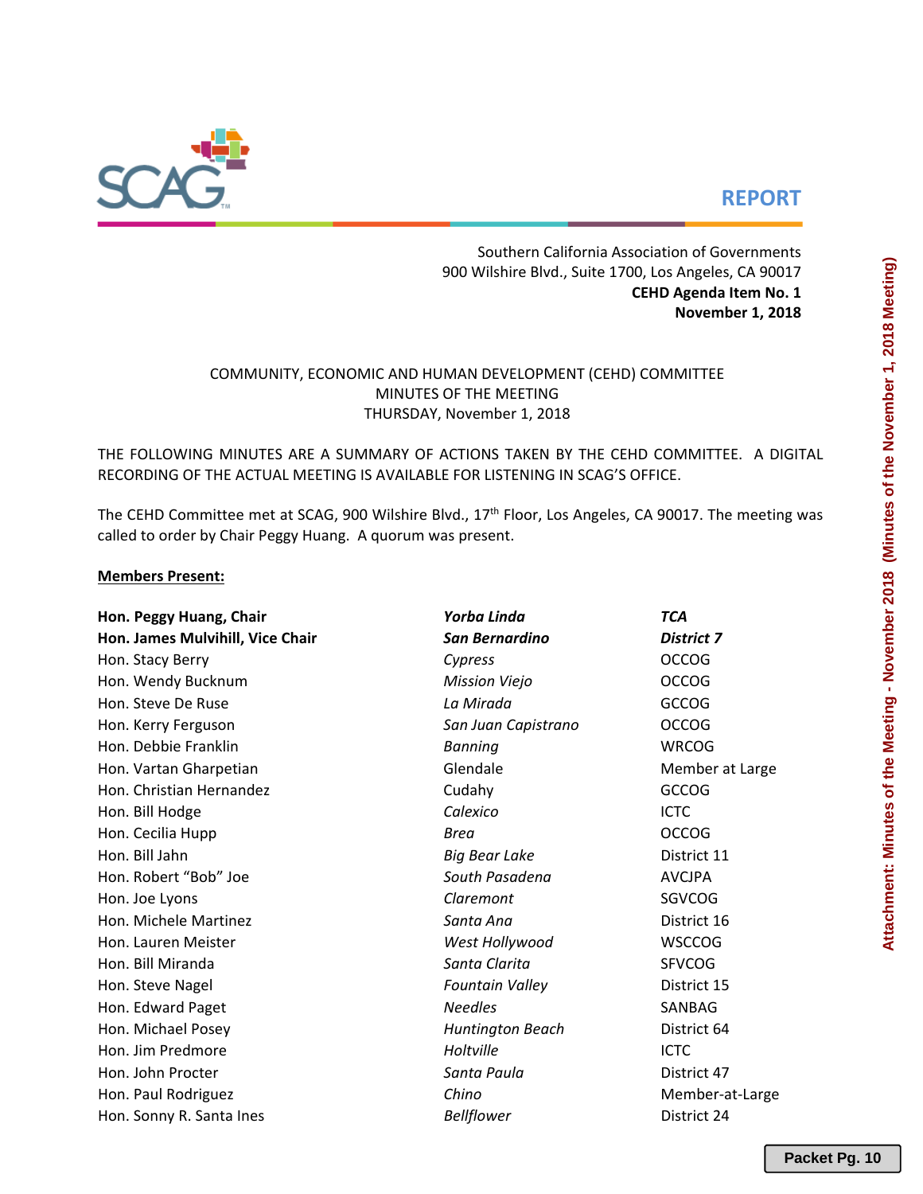**REPORT**

Southern California Association of Governments
900 Wilshire Blvd., Suite 1700, Los Angeles, CA 90017
**CEHD Agenda Item No. 1**
**November 1, 2018**

COMMUNITY, ECONOMIC AND HUMAN DEVELOPMENT (CEHD) COMMITTEE
MINUTES OF THE MEETING
THURSDAY, November 1, 2018

THE FOLLOWING MINUTES ARE A SUMMARY OF ACTIONS TAKEN BY THE CEHD COMMITTEE. A DIGITAL RECORDING OF THE ACTUAL MEETING IS AVAILABLE FOR LISTENING IN SCAG'S OFFICE.

The CEHD Committee met at SCAG, 900 Wilshire Blvd., 17th Floor, Los Angeles, CA 90017. The meeting was called to order by Chair Peggy Huang. A quorum was present.

**Members Present:**

| | | |
|---|---|---|
| **Hon. Peggy Huang, Chair** | ***Yorba Linda*** | ***TCA*** |
| **Hon. James Mulvihill, Vice Chair** | ***San Bernardino*** | ***District 7*** |
| Hon. Stacy Berry | *Cypress* | OCCOG |
| Hon. Wendy Bucknum | *Mission Viejo* | OCCOG |
| Hon. Steve De Ruse | *La Mirada* | GCCOG |
| Hon. Kerry Ferguson | *San Juan Capistrano* | OCCOG |
| Hon. Debbie Franklin | *Banning* | WRCOG |
| Hon. Vartan Gharpetian | Glendale | Member at Large |
| Hon. Christian Hernandez | Cudahy | GCCOG |
| Hon. Bill Hodge | *Calexico* | ICTC |
| Hon. Cecilia Hupp | *Brea* | OCCOG |
| Hon. Bill Jahn | *Big Bear Lake* | District 11 |
| Hon. Robert "Bob" Joe | *South Pasadena* | AVCJPA |
| Hon. Joe Lyons | *Claremont* | SGVCOG |
| Hon. Michele Martinez | *Santa Ana* | District 16 |
| Hon. Lauren Meister | *West Hollywood* | WSCCOG |
| Hon. Bill Miranda | *Santa Clarita* | SFVCOG |
| Hon. Steve Nagel | *Fountain Valley* | District 15 |
| Hon. Edward Paget | *Needles* | SANBAG |
| Hon. Michael Posey | *Huntington Beach* | District 64 |
| Hon. Jim Predmore | *Holtville* | ICTC |
| Hon. John Procter | *Santa Paula* | District 47 |
| Hon. Paul Rodriguez | *Chino* | Member-at-Large |
| Hon. Sonny R. Santa Ines | *Bellflower* | District 24 |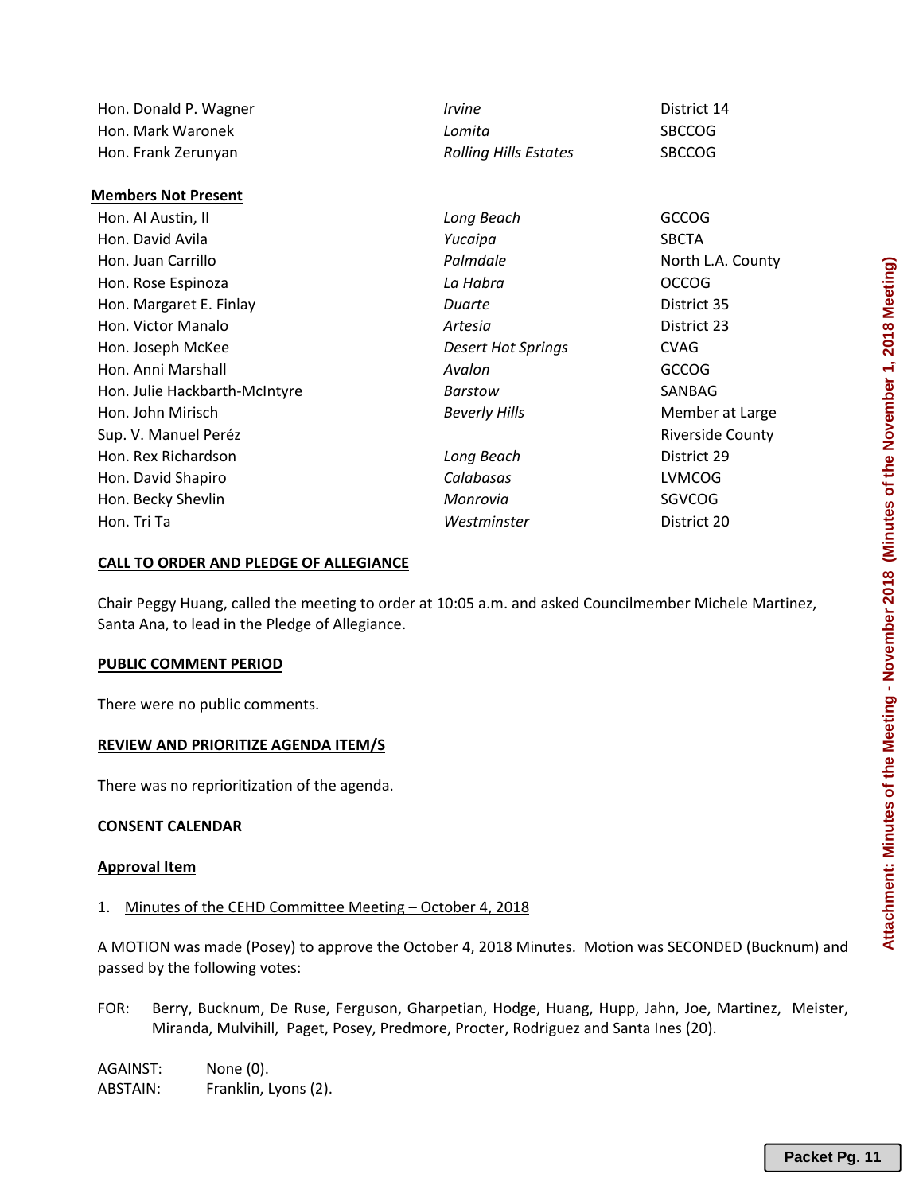| | | |
|---|---|---|
| Hon. Donald P. Wagner | *Irvine* | District 14 |
| Hon. Mark Waronek | *Lomita* | SBCCOG |
| Hon. Frank Zerunyan | *Rolling Hills Estates* | SBCCOG |

**Members Not Present**

| | | |
|---|---|---|
| Hon. Al Austin, II | *Long Beach* | GCCOG |
| Hon. David Avila | *Yucaipa* | SBCTA |
| Hon. Juan Carrillo | *Palmdale* | North L.A. County |
| Hon. Rose Espinoza | *La Habra* | OCCOG |
| Hon. Margaret E. Finlay | *Duarte* | District 35 |
| Hon. Victor Manalo | *Artesia* | District 23 |
| Hon. Joseph McKee | *Desert Hot Springs* | CVAG |
| Hon. Anni Marshall | *Avalon* | GCCOG |
| Hon. Julie Hackbarth-McIntyre | *Barstow* | SANBAG |
| Hon. John Mirisch | *Beverly Hills* | Member at Large |
| Sup. V. Manuel Peréz | | Riverside County |
| Hon. Rex Richardson | *Long Beach* | District 29 |
| Hon. David Shapiro | *Calabasas* | LVMCOG |
| Hon. Becky Shevlin | *Monrovia* | SGVCOG |
| Hon. Tri Ta | *Westminster* | District 20 |

**CALL TO ORDER AND PLEDGE OF ALLEGIANCE**

Chair Peggy Huang, called the meeting to order at 10:05 a.m. and asked Councilmember Michele Martinez, Santa Ana, to lead in the Pledge of Allegiance.

**PUBLIC COMMENT PERIOD**

There were no public comments.

**REVIEW AND PRIORITIZE AGENDA ITEM/S**

There was no reprioritization of the agenda.

**CONSENT CALENDAR**

**Approval Item**

1. Minutes of the CEHD Committee Meeting – October 4, 2018

A MOTION was made (Posey) to approve the October 4, 2018 Minutes. Motion was SECONDED (Bucknum) and passed by the following votes:

FOR: Berry, Bucknum, De Ruse, Ferguson, Gharpetian, Hodge, Huang, Hupp, Jahn, Joe, Martinez, Meister, Miranda, Mulvihill, Paget, Posey, Predmore, Procter, Rodriguez and Santa Ines (20).

AGAINST: None (0).
ABSTAIN: Franklin, Lyons (2).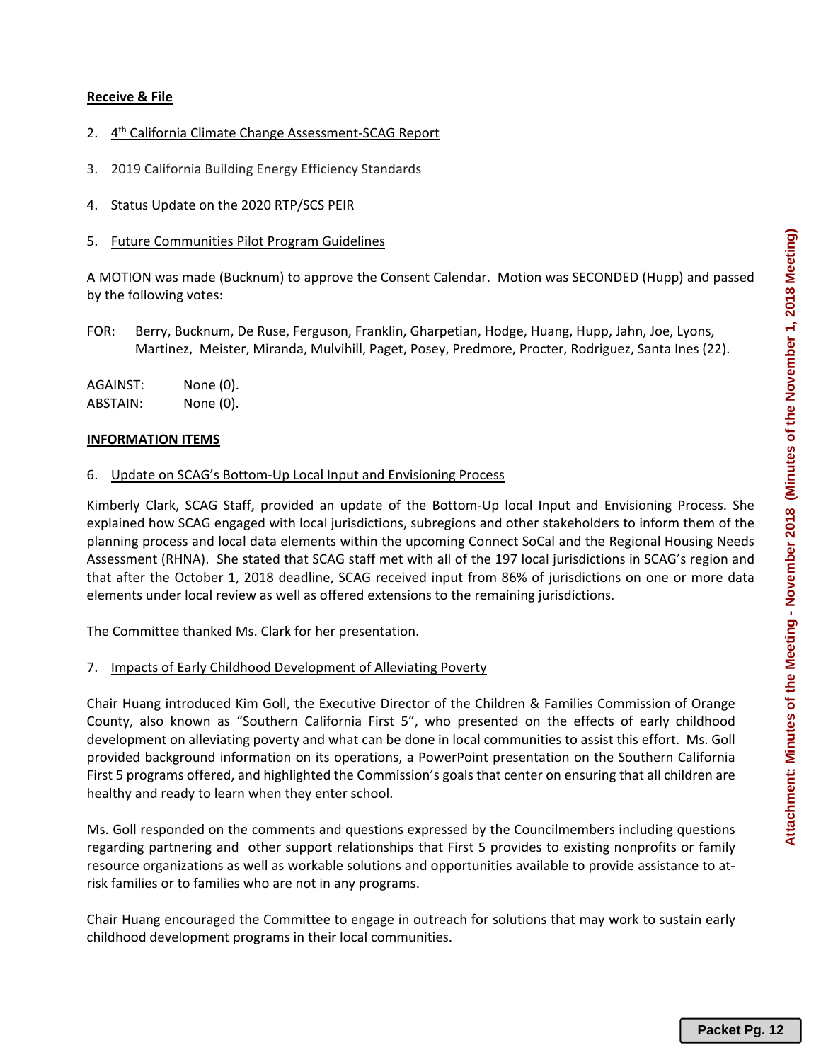**Receive & File**

2. 4th California Climate Change Assessment-SCAG Report

3. 2019 California Building Energy Efficiency Standards

4. Status Update on the 2020 RTP/SCS PEIR

5. Future Communities Pilot Program Guidelines

A MOTION was made (Bucknum) to approve the Consent Calendar. Motion was SECONDED (Hupp) and passed by the following votes:

FOR: Berry, Bucknum, De Ruse, Ferguson, Franklin, Gharpetian, Hodge, Huang, Hupp, Jahn, Joe, Lyons, Martinez, Meister, Miranda, Mulvihill, Paget, Posey, Predmore, Procter, Rodriguez, Santa Ines (22).

AGAINST: None (0).
ABSTAIN: None (0).

**INFORMATION ITEMS**

6. Update on SCAG's Bottom-Up Local Input and Envisioning Process

Kimberly Clark, SCAG Staff, provided an update of the Bottom-Up local Input and Envisioning Process. She explained how SCAG engaged with local jurisdictions, subregions and other stakeholders to inform them of the planning process and local data elements within the upcoming Connect SoCal and the Regional Housing Needs Assessment (RHNA). She stated that SCAG staff met with all of the 197 local jurisdictions in SCAG's region and that after the October 1, 2018 deadline, SCAG received input from 86% of jurisdictions on one or more data elements under local review as well as offered extensions to the remaining jurisdictions.

The Committee thanked Ms. Clark for her presentation.

7. Impacts of Early Childhood Development of Alleviating Poverty

Chair Huang introduced Kim Goll, the Executive Director of the Children & Families Commission of Orange County, also known as "Southern California First 5", who presented on the effects of early childhood development on alleviating poverty and what can be done in local communities to assist this effort. Ms. Goll provided background information on its operations, a PowerPoint presentation on the Southern California First 5 programs offered, and highlighted the Commission's goals that center on ensuring that all children are healthy and ready to learn when they enter school.

Ms. Goll responded on the comments and questions expressed by the Councilmembers including questions regarding partnering and other support relationships that First 5 provides to existing nonprofits or family resource organizations as well as workable solutions and opportunities available to provide assistance to at-risk families or to families who are not in any programs.

Chair Huang encouraged the Committee to engage in outreach for solutions that may work to sustain early childhood development programs in their local communities.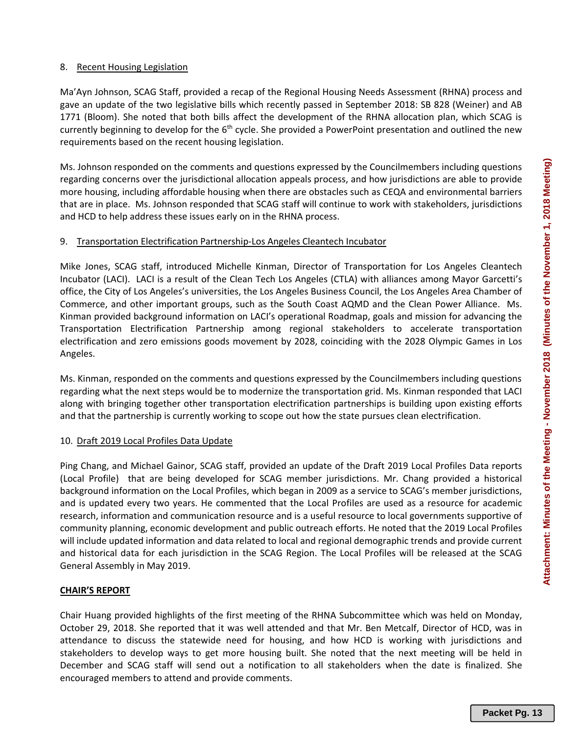8. Recent Housing Legislation

Ma'Ayn Johnson, SCAG Staff, provided a recap of the Regional Housing Needs Assessment (RHNA) process and gave an update of the two legislative bills which recently passed in September 2018: SB 828 (Weiner) and AB 1771 (Bloom). She noted that both bills affect the development of the RHNA allocation plan, which SCAG is currently beginning to develop for the 6th cycle. She provided a PowerPoint presentation and outlined the new requirements based on the recent housing legislation.

Ms. Johnson responded on the comments and questions expressed by the Councilmembers including questions regarding concerns over the jurisdictional allocation appeals process, and how jurisdictions are able to provide more housing, including affordable housing when there are obstacles such as CEQA and environmental barriers that are in place. Ms. Johnson responded that SCAG staff will continue to work with stakeholders, jurisdictions and HCD to help address these issues early on in the RHNA process.

9. Transportation Electrification Partnership-Los Angeles Cleantech Incubator

Mike Jones, SCAG staff, introduced Michelle Kinman, Director of Transportation for Los Angeles Cleantech Incubator (LACI). LACI is a result of the Clean Tech Los Angeles (CTLA) with alliances among Mayor Garcetti's office, the City of Los Angeles's universities, the Los Angeles Business Council, the Los Angeles Area Chamber of Commerce, and other important groups, such as the South Coast AQMD and the Clean Power Alliance. Ms. Kinman provided background information on LACI's operational Roadmap, goals and mission for advancing the Transportation Electrification Partnership among regional stakeholders to accelerate transportation electrification and zero emissions goods movement by 2028, coinciding with the 2028 Olympic Games in Los Angeles.

Ms. Kinman, responded on the comments and questions expressed by the Councilmembers including questions regarding what the next steps would be to modernize the transportation grid. Ms. Kinman responded that LACI along with bringing together other transportation electrification partnerships is building upon existing efforts and that the partnership is currently working to scope out how the state pursues clean electrification.

10. Draft 2019 Local Profiles Data Update

Ping Chang, and Michael Gainor, SCAG staff, provided an update of the Draft 2019 Local Profiles Data reports (Local Profile) that are being developed for SCAG member jurisdictions. Mr. Chang provided a historical background information on the Local Profiles, which began in 2009 as a service to SCAG's member jurisdictions, and is updated every two years. He commented that the Local Profiles are used as a resource for academic research, information and communication resource and is a useful resource to local governments supportive of community planning, economic development and public outreach efforts. He noted that the 2019 Local Profiles will include updated information and data related to local and regional demographic trends and provide current and historical data for each jurisdiction in the SCAG Region. The Local Profiles will be released at the SCAG General Assembly in May 2019.

**CHAIR'S REPORT**

Chair Huang provided highlights of the first meeting of the RHNA Subcommittee which was held on Monday, October 29, 2018. She reported that it was well attended and that Mr. Ben Metcalf, Director of HCD, was in attendance to discuss the statewide need for housing, and how HCD is working with jurisdictions and stakeholders to develop ways to get more housing built. She noted that the next meeting will be held in December and SCAG staff will send out a notification to all stakeholders when the date is finalized. She encouraged members to attend and provide comments.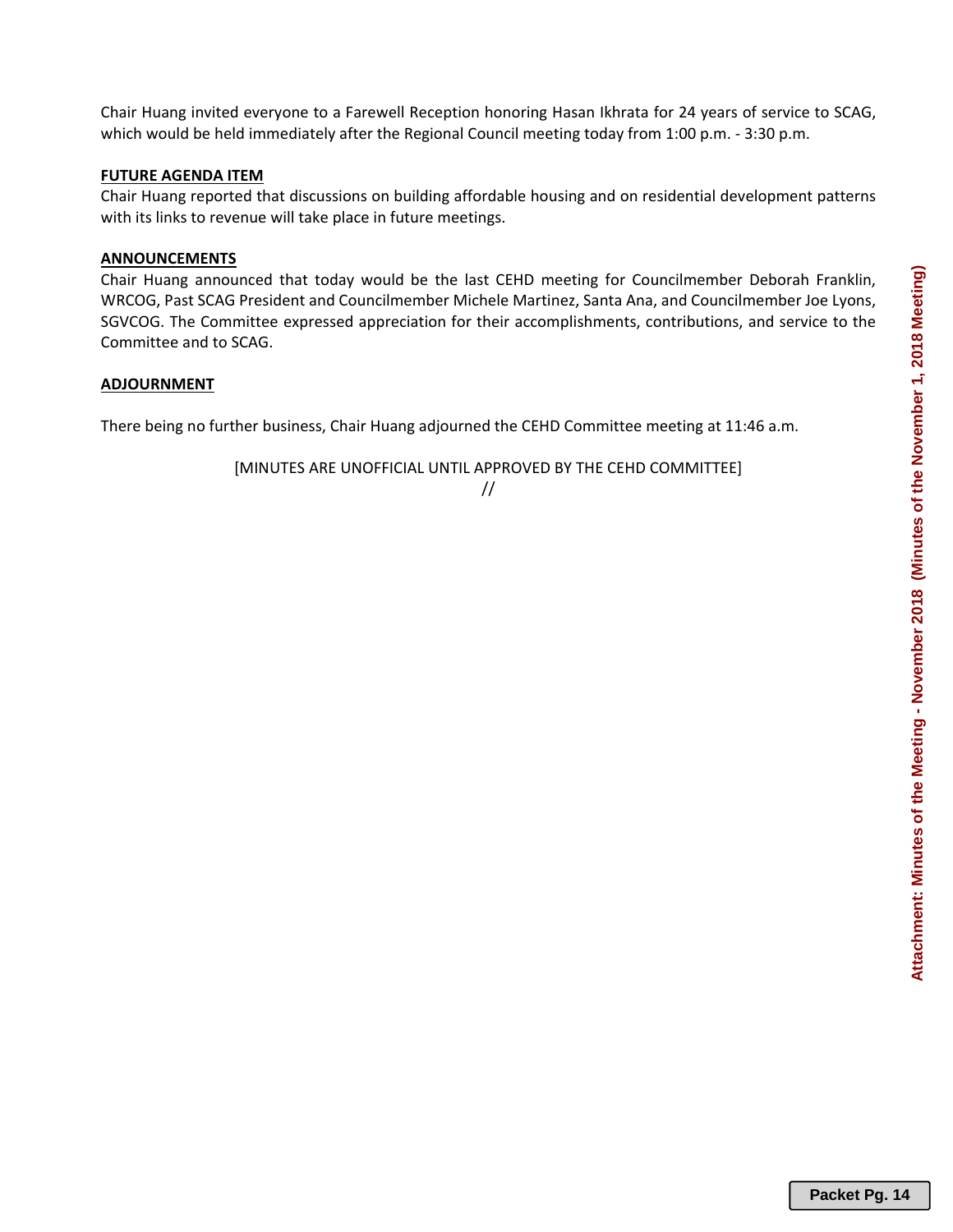Chair Huang invited everyone to a Farewell Reception honoring Hasan Ikhrata for 24 years of service to SCAG, which would be held immediately after the Regional Council meeting today from 1:00 p.m. - 3:30 p.m.

**FUTURE AGENDA ITEM**

Chair Huang reported that discussions on building affordable housing and on residential development patterns with its links to revenue will take place in future meetings.

**ANNOUNCEMENTS**

Chair Huang announced that today would be the last CEHD meeting for Councilmember Deborah Franklin, WRCOG, Past SCAG President and Councilmember Michele Martinez, Santa Ana, and Councilmember Joe Lyons, SGVCOG. The Committee expressed appreciation for their accomplishments, contributions, and service to the Committee and to SCAG.

**ADJOURNMENT**

There being no further business, Chair Huang adjourned the CEHD Committee meeting at 11:46 a.m.

[MINUTES ARE UNOFFICIAL UNTIL APPROVED BY THE CEHD COMMITTEE]

//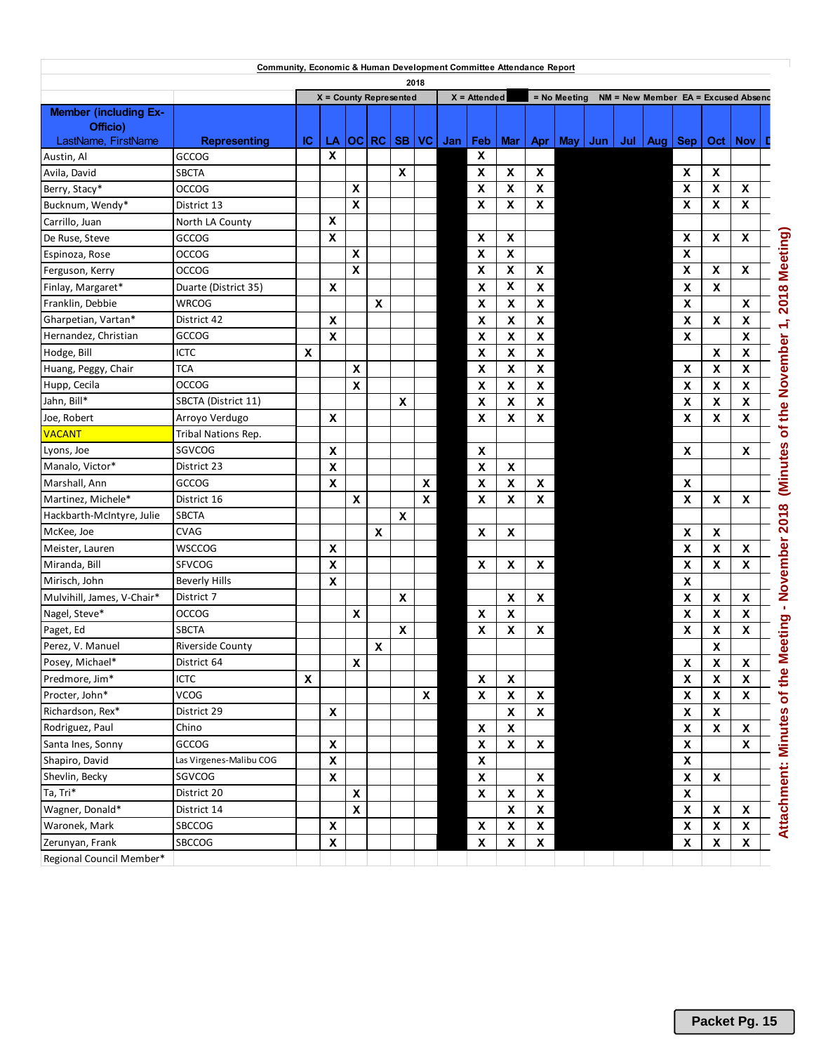**Community, Economic & Human Development Committee Attendance Report**

**2018**

X = County Represented | X = Attended | ■ = No Meeting | NM = New Member | EA = Excused Absenc

| Member (including Ex-Officio) LastName, FirstName | Representing | IC | LA | OC | RC | SB | VC | Jan | Feb | Mar | Apr | May | Jun | Jul | Aug | Sep | Oct | Nov | D |
|---|---|---|---|---|---|---|---|---|---|---|---|---|---|---|---|---|---|---|---|
| Austin, Al | GCCOG | | X | | | | | | X | | | | | | | | | | |
| Avila, David | SBCTA | | | | | X | | | X | X | X | | | | | X | X | | |
| Berry, Stacy* | OCCOG | | | X | | | | | X | X | X | | | | | X | X | X | |
| Bucknum, Wendy* | District 13 | | | X | | | | | X | X | X | | | | | X | X | X | |
| Carrillo, Juan | North LA County | | X | | | | | | | | | | | | | | | | |
| De Ruse, Steve | GCCOG | | X | | | | | | X | X | | | | | | X | X | X | |
| Espinoza, Rose | OCCOG | | | X | | | | | X | X | | | | | | X | | | |
| Ferguson, Kerry | OCCOG | | | X | | | | | X | X | X | | | | | X | X | X | |
| Finlay, Margaret* | Duarte (District 35) | | X | | | | | | X | X | X | | | | | X | X | | |
| Franklin, Debbie | WRCOG | | | | X | | | | X | X | X | | | | | X | | X | |
| Gharpetian, Vartan* | District 42 | | X | | | | | | X | X | X | | | | | X | X | X | |
| Hernandez, Christian | GCCOG | | X | | | | | | X | X | X | | | | | X | | X | |
| Hodge, Bill | ICTC | X | | | | | | | X | X | X | | | | | | X | X | |
| Huang, Peggy, Chair | TCA | | | X | | | | | X | X | X | | | | | X | X | X | |
| Hupp, Cecila | OCCOG | | | X | | | | | X | X | X | | | | | X | X | X | |
| Jahn, Bill* | SBCTA (District 11) | | | | | X | | | X | X | X | | | | | X | X | X | |
| Joe, Robert | Arroyo Verdugo | | X | | | | | | X | X | X | | | | | X | X | X | |
| VACANT | Tribal Nations Rep. | | | | | | | | | | | | | | | | | | |
| Lyons, Joe | SGVCOG | | X | | | | | | X | | | | | | | X | | X | |
| Manalo, Victor* | District 23 | | X | | | | | | X | X | | | | | | | | | |
| Marshall, Ann | GCCOG | | X | | | | X | | X | X | X | | | | | X | | | |
| Martinez, Michele* | District 16 | | | X | | | X | | X | X | X | | | | | X | X | X | |
| Hackbarth-McIntyre, Julie | SBCTA | | | | | X | | | | | | | | | | | | | |
| McKee, Joe | CVAG | | | | X | | | | X | X | | | | | | X | X | | |
| Meister, Lauren | WSCCOG | | X | | | | | | | | | | | | | X | X | X | |
| Miranda, Bill | SFVCOG | | X | | | | | | X | X | X | | | | | X | X | X | |
| Mirisch, John | Beverly Hills | | X | | | | | | | | | | | | | X | | | |
| Mulvihill, James, V-Chair* | District 7 | | | | | X | | | | X | X | | | | | X | X | X | |
| Nagel, Steve* | OCCOG | | | X | | | | | X | X | | | | | | X | X | X | |
| Paget, Ed | SBCTA | | | | | X | | | X | X | X | | | | | X | X | X | |
| Perez, V. Manuel | Riverside County | | | | X | | | | | | | | | | | | X | | |
| Posey, Michael* | District 64 | | | X | | | | | | | | | | | | X | X | X | |
| Predmore, Jim* | ICTC | X | | | | | | | X | X | | | | | | X | X | X | |
| Procter, John* | VCOG | | | | | | X | | X | X | X | | | | | X | X | X | |
| Richardson, Rex* | District 29 | | X | | | | | | | X | X | | | | | X | X | | |
| Rodriguez, Paul | Chino | | | | | | | | X | X | | | | | | X | X | X | |
| Santa Ines, Sonny | GCCOG | | X | | | | | | X | X | X | | | | | X | | X | |
| Shapiro, David | Las Virgenes-Malibu COG | | X | | | | | | X | | | | | | | X | | | |
| Shevlin, Becky | SGVCOG | | X | | | | | | X | | X | | | | | X | X | | |
| Ta, Tri* | District 20 | | | X | | | | | X | X | X | | | | | X | | | |
| Wagner, Donald* | District 14 | | | X | | | | | | X | X | | | | | X | X | X | |
| Waronek, Mark | SBCCOG | | X | | | | | | X | X | X | | | | | X | X | X | |
| Zerunyan, Frank | SBCCOG | | X | | | | | | X | X | X | | | | | X | X | X | |
| Regional Council Member* | | | | | | | | | | | | | | | | | | | |